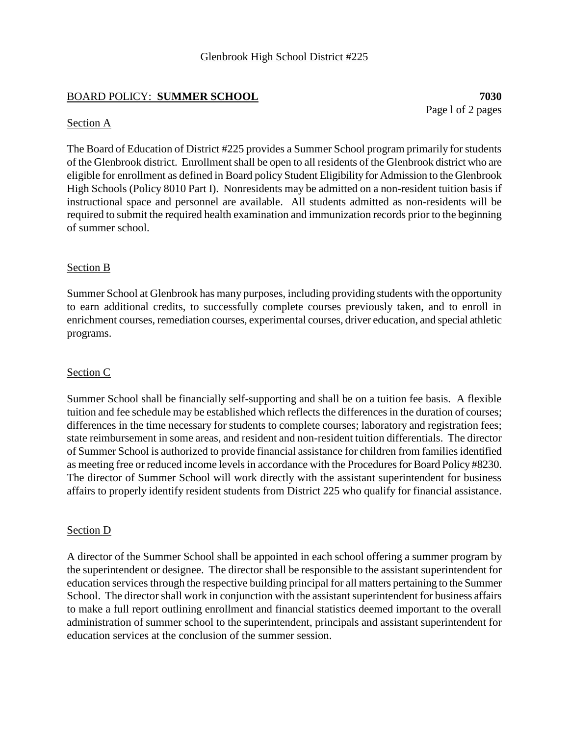Glenbrook High School District #225

## BOARD POLICY: **SUMMER SCHOOL** **7030**

### Section A

The Board of Education of District #225 provides a Summer School program primarily for students of the Glenbrook district. Enrollment shall be open to all residents of the Glenbrook district who are eligible for enrollment as defined in Board policy Student Eligibility for Admission to the Glenbrook High Schools (Policy 8010 Part I). Nonresidents may be admitted on a non-resident tuition basis if instructional space and personnel are available. All students admitted as non-residents will be required to submit the required health examination and immunization records prior to the beginning of summer school.

### Section B

Summer School at Glenbrook has many purposes, including providing students with the opportunity to earn additional credits, to successfully complete courses previously taken, and to enroll in enrichment courses, remediation courses, experimental courses, driver education, and special athletic programs.

### Section C

Summer School shall be financially self-supporting and shall be on a tuition fee basis. A flexible tuition and fee schedule may be established which reflects the differences in the duration of courses; differences in the time necessary for students to complete courses; laboratory and registration fees; state reimbursement in some areas, and resident and non-resident tuition differentials. The director of Summer School is authorized to provide financial assistance for children from families identified as meeting free or reduced income levels in accordance with the Procedures for Board Policy #8230. The director of Summer School will work directly with the assistant superintendent for business affairs to properly identify resident students from District 225 who qualify for financial assistance.

### Section D

A director of the Summer School shall be appointed in each school offering a summer program by the superintendent or designee. The director shall be responsible to the assistant superintendent for education services through the respective building principal for all matters pertaining to the Summer School. The director shall work in conjunction with the assistant superintendent for business affairs to make a full report outlining enrollment and financial statistics deemed important to the overall administration of summer school to the superintendent, principals and assistant superintendent for education services at the conclusion of the summer session.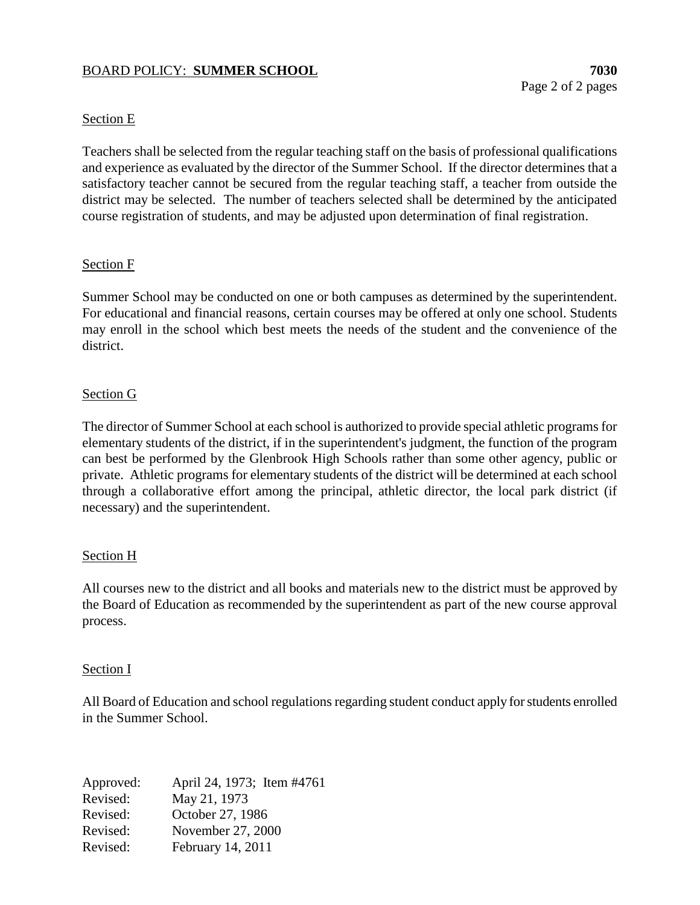### Section E

Teachers shall be selected from the regular teaching staff on the basis of professional qualifications and experience as evaluated by the director of the Summer School. If the director determines that a satisfactory teacher cannot be secured from the regular teaching staff, a teacher from outside the district may be selected. The number of teachers selected shall be determined by the anticipated course registration of students, and may be adjusted upon determination of final registration.

### Section F

Summer School may be conducted on one or both campuses as determined by the superintendent. For educational and financial reasons, certain courses may be offered at only one school. Students may enroll in the school which best meets the needs of the student and the convenience of the district.

### Section G

The director of Summer School at each school is authorized to provide special athletic programs for elementary students of the district, if in the superintendent's judgment, the function of the program can best be performed by the Glenbrook High Schools rather than some other agency, public or private. Athletic programs for elementary students of the district will be determined at each school through a collaborative effort among the principal, athletic director, the local park district (if necessary) and the superintendent.

### Section H

All courses new to the district and all books and materials new to the district must be approved by the Board of Education as recommended by the superintendent as part of the new course approval process.

### Section I

All Board of Education and school regulations regarding student conduct apply for students enrolled in the Summer School.

| | |
|---|---|
| Approved: | April 24, 1973; Item #4761 |
| Revised: | May 21, 1973 |
| Revised: | October 27, 1986 |
| Revised: | November 27, 2000 |
| Revised: | February 14, 2011 |